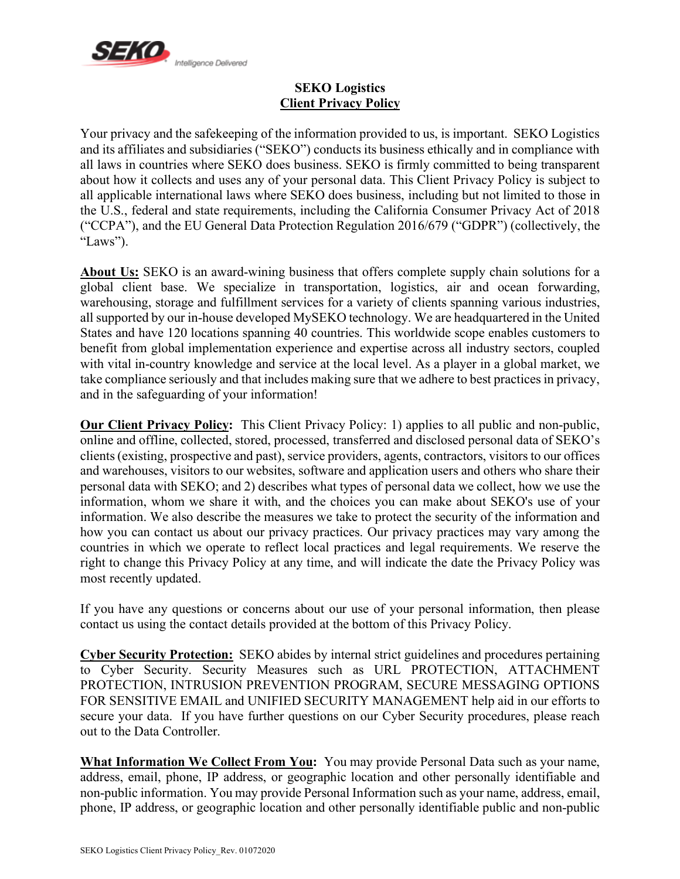# SEKO Logistics

## Client Privacy Policy

Your privacy and the safekeeping of the information provided to us, is important. SEKO Logistics and its affiliates and subsidiaries ("SEKO") conducts its business ethically and in compliance with all laws in countries where SEKO does business. SEKO is firmly committed to being transparent about how it collects and uses any of your personal data. This Client Privacy Policy is subject to all applicable international laws where SEKO does business, including but not limited to those in the U.S., federal and state requirements, including the California Consumer Privacy Act of 2018 ("CCPA"), and the EU General Data Protection Regulation 2016/679 ("GDPR") (collectively, the "Laws").

**About Us:** SEKO is an award-wining business that offers complete supply chain solutions for a global client base. We specialize in transportation, logistics, air and ocean forwarding, warehousing, storage and fulfillment services for a variety of clients spanning various industries, all supported by our in-house developed MySEKO technology. We are headquartered in the United States and have 120 locations spanning 40 countries. This worldwide scope enables customers to benefit from global implementation experience and expertise across all industry sectors, coupled with vital in-country knowledge and service at the local level. As a player in a global market, we take compliance seriously and that includes making sure that we adhere to best practices in privacy, and in the safeguarding of your information!

**Our Client Privacy Policy:** This Client Privacy Policy: 1) applies to all public and non-public, online and offline, collected, stored, processed, transferred and disclosed personal data of SEKO's clients (existing, prospective and past), service providers, agents, contractors, visitors to our offices and warehouses, visitors to our websites, software and application users and others who share their personal data with SEKO; and 2) describes what types of personal data we collect, how we use the information, whom we share it with, and the choices you can make about SEKO's use of your information. We also describe the measures we take to protect the security of the information and how you can contact us about our privacy practices. Our privacy practices may vary among the countries in which we operate to reflect local practices and legal requirements. We reserve the right to change this Privacy Policy at any time, and will indicate the date the Privacy Policy was most recently updated.

If you have any questions or concerns about our use of your personal information, then please contact us using the contact details provided at the bottom of this Privacy Policy.

**Cyber Security Protection:** SEKO abides by internal strict guidelines and procedures pertaining to Cyber Security. Security Measures such as URL PROTECTION, ATTACHMENT PROTECTION, INTRUSION PREVENTION PROGRAM, SECURE MESSAGING OPTIONS FOR SENSITIVE EMAIL and UNIFIED SECURITY MANAGEMENT help aid in our efforts to secure your data. If you have further questions on our Cyber Security procedures, please reach out to the Data Controller.

**What Information We Collect From You:** You may provide Personal Data such as your name, address, email, phone, IP address, or geographic location and other personally identifiable and non-public information. You may provide Personal Information such as your name, address, email, phone, IP address, or geographic location and other personally identifiable public and non-public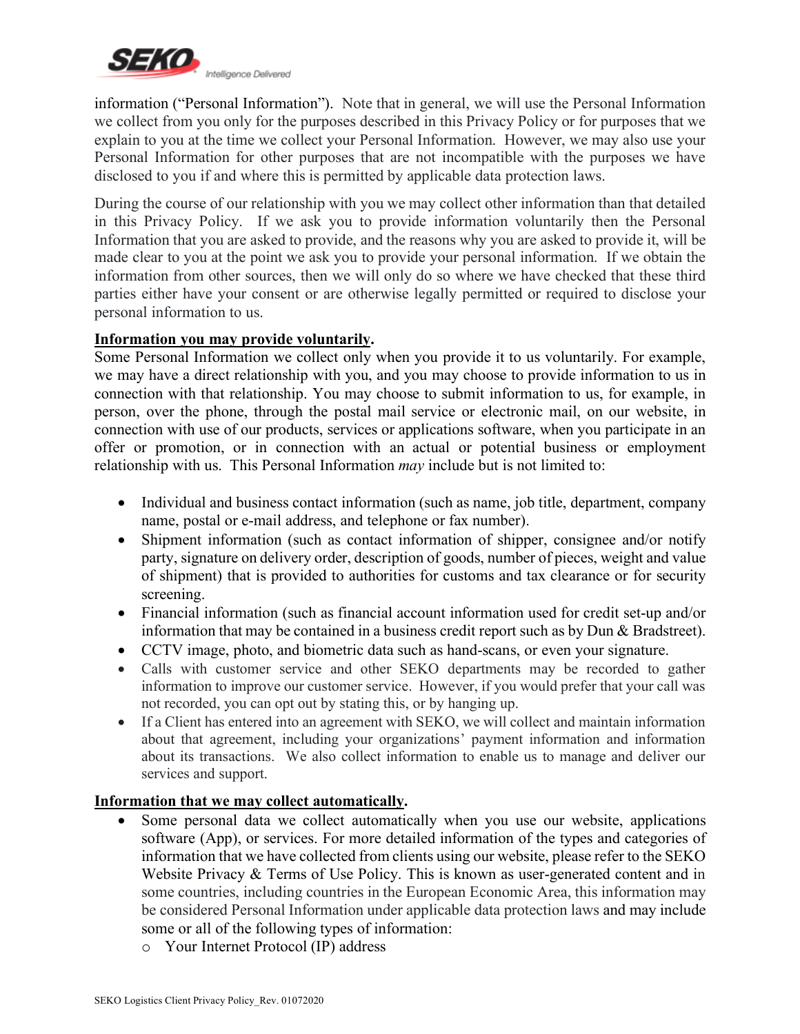information (“Personal Information”). Note that in general, we will use the Personal Information we collect from you only for the purposes described in this Privacy Policy or for purposes that we explain to you at the time we collect your Personal Information. However, we may also use your Personal Information for other purposes that are not incompatible with the purposes we have disclosed to you if and where this is permitted by applicable data protection laws.

During the course of our relationship with you we may collect other information than that detailed in this Privacy Policy. If we ask you to provide information voluntarily then the Personal Information that you are asked to provide, and the reasons why you are asked to provide it, will be made clear to you at the point we ask you to provide your personal information. If we obtain the information from other sources, then we will only do so where we have checked that these third parties either have your consent or are otherwise legally permitted or required to disclose your personal information to us.

**Information you may provide voluntarily.**
Some Personal Information we collect only when you provide it to us voluntarily. For example, we may have a direct relationship with you, and you may choose to provide information to us in connection with that relationship. You may choose to submit information to us, for example, in person, over the phone, through the postal mail service or electronic mail, on our website, in connection with use of our products, services or applications software, when you participate in an offer or promotion, or in connection with an actual or potential business or employment relationship with us. This Personal Information *may* include but is not limited to:

- Individual and business contact information (such as name, job title, department, company name, postal or e-mail address, and telephone or fax number).
- Shipment information (such as contact information of shipper, consignee and/or notify party, signature on delivery order, description of goods, number of pieces, weight and value of shipment) that is provided to authorities for customs and tax clearance or for security screening.
- Financial information (such as financial account information used for credit set-up and/or information that may be contained in a business credit report such as by Dun & Bradstreet).
- CCTV image, photo, and biometric data such as hand-scans, or even your signature.
- Calls with customer service and other SEKO departments may be recorded to gather information to improve our customer service. However, if you would prefer that your call was not recorded, you can opt out by stating this, or by hanging up.
- If a Client has entered into an agreement with SEKO, we will collect and maintain information about that agreement, including your organizations’ payment information and information about its transactions. We also collect information to enable us to manage and deliver our services and support.

**Information that we may collect automatically.**

- Some personal data we collect automatically when you use our website, applications software (App), or services. For more detailed information of the types and categories of information that we have collected from clients using our website, please refer to the SEKO Website Privacy & Terms of Use Policy. This is known as user-generated content and in some countries, including countries in the European Economic Area, this information may be considered Personal Information under applicable data protection laws and may include some or all of the following types of information:
    - Your Internet Protocol (IP) address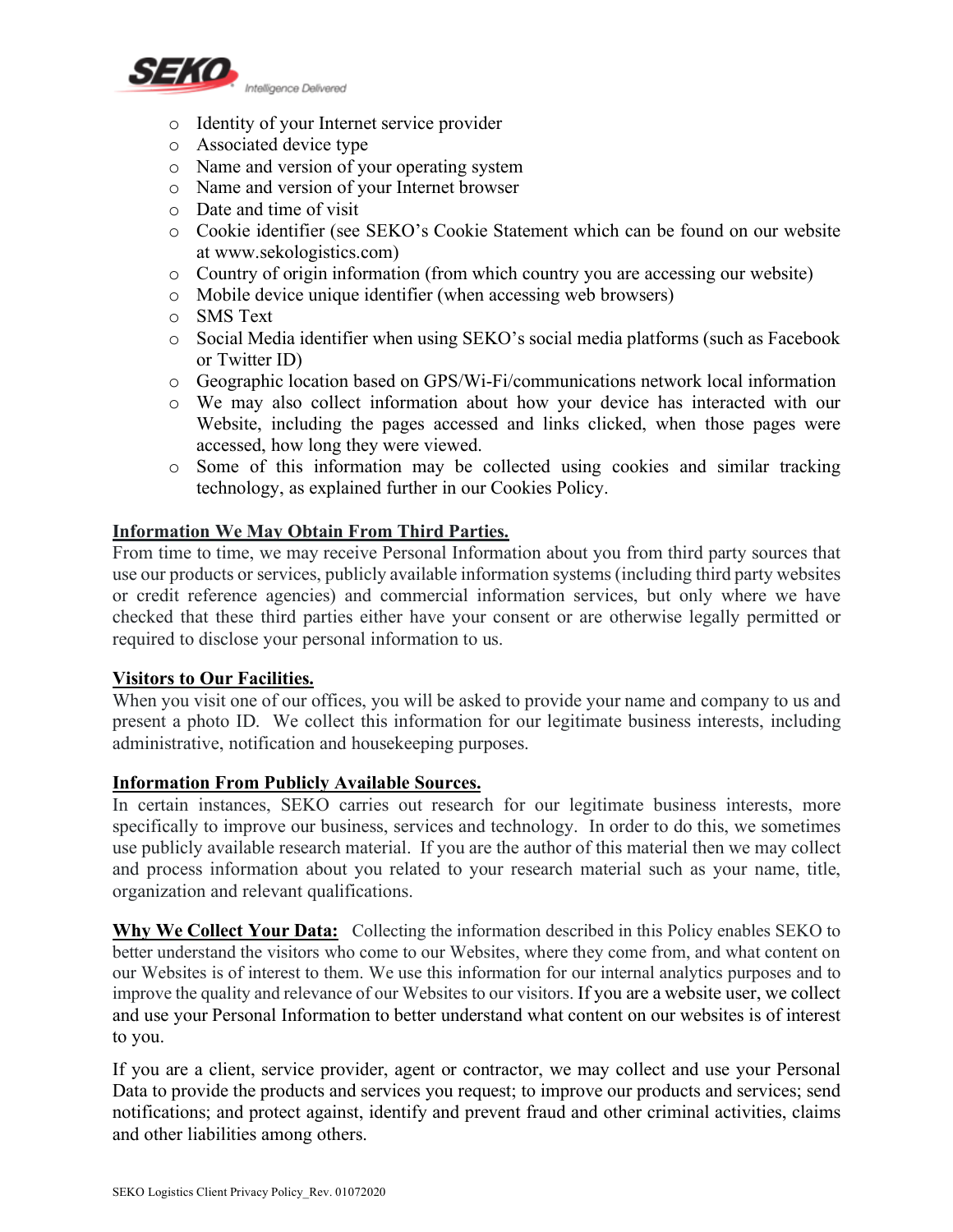- Identity of your Internet service provider
- Associated device type
- Name and version of your operating system
- Name and version of your Internet browser
- Date and time of visit
- Cookie identifier (see SEKO's Cookie Statement which can be found on our website at www.sekologistics.com)
- Country of origin information (from which country you are accessing our website)
- Mobile device unique identifier (when accessing web browsers)
- SMS Text
- Social Media identifier when using SEKO's social media platforms (such as Facebook or Twitter ID)
- Geographic location based on GPS/Wi-Fi/communications network local information
- We may also collect information about how your device has interacted with our Website, including the pages accessed and links clicked, when those pages were accessed, how long they were viewed.
- Some of this information may be collected using cookies and similar tracking technology, as explained further in our Cookies Policy.

**Information We May Obtain From Third Parties.**
From time to time, we may receive Personal Information about you from third party sources that use our products or services, publicly available information systems (including third party websites or credit reference agencies) and commercial information services, but only where we have checked that these third parties either have your consent or are otherwise legally permitted or required to disclose your personal information to us.

**Visitors to Our Facilities.**
When you visit one of our offices, you will be asked to provide your name and company to us and present a photo ID. We collect this information for our legitimate business interests, including administrative, notification and housekeeping purposes.

**Information From Publicly Available Sources.**
In certain instances, SEKO carries out research for our legitimate business interests, more specifically to improve our business, services and technology. In order to do this, we sometimes use publicly available research material. If you are the author of this material then we may collect and process information about you related to your research material such as your name, title, organization and relevant qualifications.

**Why We Collect Your Data:** Collecting the information described in this Policy enables SEKO to better understand the visitors who come to our Websites, where they come from, and what content on our Websites is of interest to them. We use this information for our internal analytics purposes and to improve the quality and relevance of our Websites to our visitors. If you are a website user, we collect and use your Personal Information to better understand what content on our websites is of interest to you.

If you are a client, service provider, agent or contractor, we may collect and use your Personal Data to provide the products and services you request; to improve our products and services; send notifications; and protect against, identify and prevent fraud and other criminal activities, claims and other liabilities among others.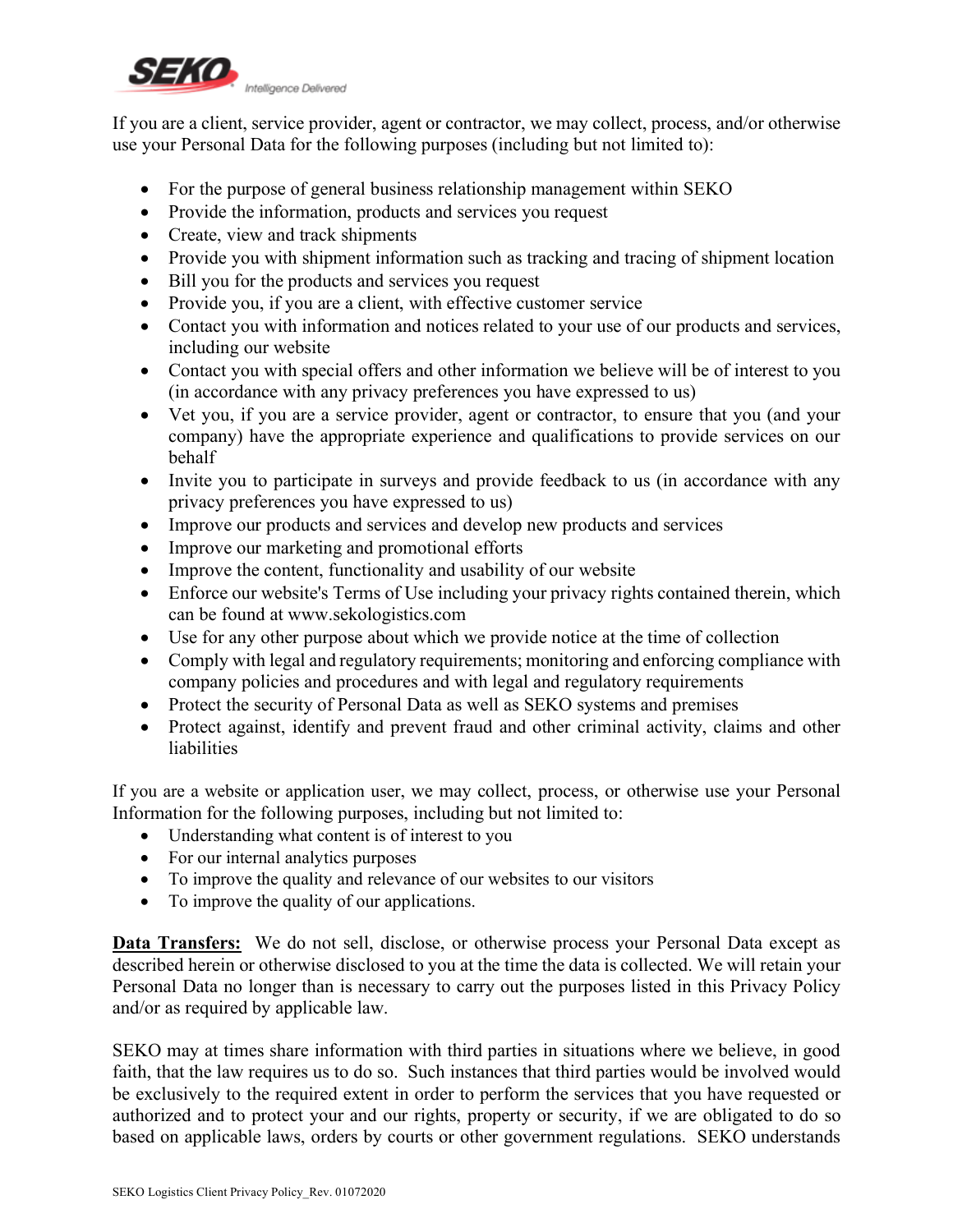If you are a client, service provider, agent or contractor, we may collect, process, and/or otherwise use your Personal Data for the following purposes (including but not limited to):

- For the purpose of general business relationship management within SEKO
- Provide the information, products and services you request
- Create, view and track shipments
- Provide you with shipment information such as tracking and tracing of shipment location
- Bill you for the products and services you request
- Provide you, if you are a client, with effective customer service
- Contact you with information and notices related to your use of our products and services, including our website
- Contact you with special offers and other information we believe will be of interest to you (in accordance with any privacy preferences you have expressed to us)
- Vet you, if you are a service provider, agent or contractor, to ensure that you (and your company) have the appropriate experience and qualifications to provide services on our behalf
- Invite you to participate in surveys and provide feedback to us (in accordance with any privacy preferences you have expressed to us)
- Improve our products and services and develop new products and services
- Improve our marketing and promotional efforts
- Improve the content, functionality and usability of our website
- Enforce our website's Terms of Use including your privacy rights contained therein, which can be found at www.sekologistics.com
- Use for any other purpose about which we provide notice at the time of collection
- Comply with legal and regulatory requirements; monitoring and enforcing compliance with company policies and procedures and with legal and regulatory requirements
- Protect the security of Personal Data as well as SEKO systems and premises
- Protect against, identify and prevent fraud and other criminal activity, claims and other liabilities

If you are a website or application user, we may collect, process, or otherwise use your Personal Information for the following purposes, including but not limited to:

- Understanding what content is of interest to you
- For our internal analytics purposes
- To improve the quality and relevance of our websites to our visitors
- To improve the quality of our applications.

**Data Transfers:** We do not sell, disclose, or otherwise process your Personal Data except as described herein or otherwise disclosed to you at the time the data is collected. We will retain your Personal Data no longer than is necessary to carry out the purposes listed in this Privacy Policy and/or as required by applicable law.

SEKO may at times share information with third parties in situations where we believe, in good faith, that the law requires us to do so. Such instances that third parties would be involved would be exclusively to the required extent in order to perform the services that you have requested or authorized and to protect your and our rights, property or security, if we are obligated to do so based on applicable laws, orders by courts or other government regulations. SEKO understands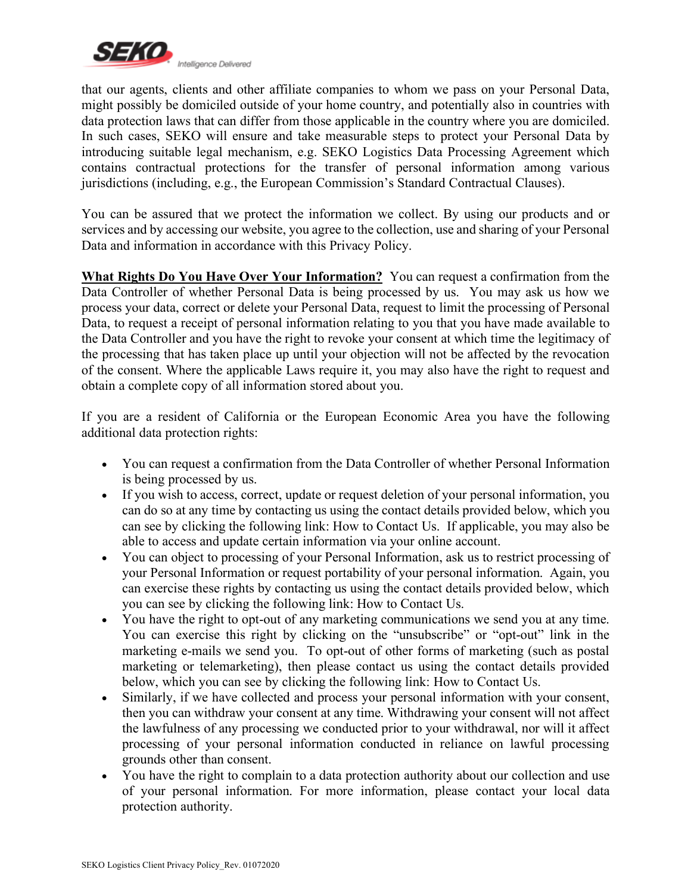that our agents, clients and other affiliate companies to whom we pass on your Personal Data, might possibly be domiciled outside of your home country, and potentially also in countries with data protection laws that can differ from those applicable in the country where you are domiciled. In such cases, SEKO will ensure and take measurable steps to protect your Personal Data by introducing suitable legal mechanism, e.g. SEKO Logistics Data Processing Agreement which contains contractual protections for the transfer of personal information among various jurisdictions (including, e.g., the European Commission's Standard Contractual Clauses).

You can be assured that we protect the information we collect. By using our products and or services and by accessing our website, you agree to the collection, use and sharing of your Personal Data and information in accordance with this Privacy Policy.

**<u>What Rights Do You Have Over Your Information?</u>** You can request a confirmation from the Data Controller of whether Personal Data is being processed by us. You may ask us how we process your data, correct or delete your Personal Data, request to limit the processing of Personal Data, to request a receipt of personal information relating to you that you have made available to the Data Controller and you have the right to revoke your consent at which time the legitimacy of the processing that has taken place up until your objection will not be affected by the revocation of the consent. Where the applicable Laws require it, you may also have the right to request and obtain a complete copy of all information stored about you.

If you are a resident of California or the European Economic Area you have the following additional data protection rights:

- You can request a confirmation from the Data Controller of whether Personal Information is being processed by us.
- If you wish to access, correct, update or request deletion of your personal information, you can do so at any time by contacting us using the contact details provided below, which you can see by clicking the following link: How to Contact Us. If applicable, you may also be able to access and update certain information via your online account.
- You can object to processing of your Personal Information, ask us to restrict processing of your Personal Information or request portability of your personal information. Again, you can exercise these rights by contacting us using the contact details provided below, which you can see by clicking the following link: How to Contact Us.
- You have the right to opt-out of any marketing communications we send you at any time. You can exercise this right by clicking on the "unsubscribe" or "opt-out" link in the marketing e-mails we send you. To opt-out of other forms of marketing (such as postal marketing or telemarketing), then please contact us using the contact details provided below, which you can see by clicking the following link: How to Contact Us.
- Similarly, if we have collected and process your personal information with your consent, then you can withdraw your consent at any time. Withdrawing your consent will not affect the lawfulness of any processing we conducted prior to your withdrawal, nor will it affect processing of your personal information conducted in reliance on lawful processing grounds other than consent.
- You have the right to complain to a data protection authority about our collection and use of your personal information. For more information, please contact your local data protection authority.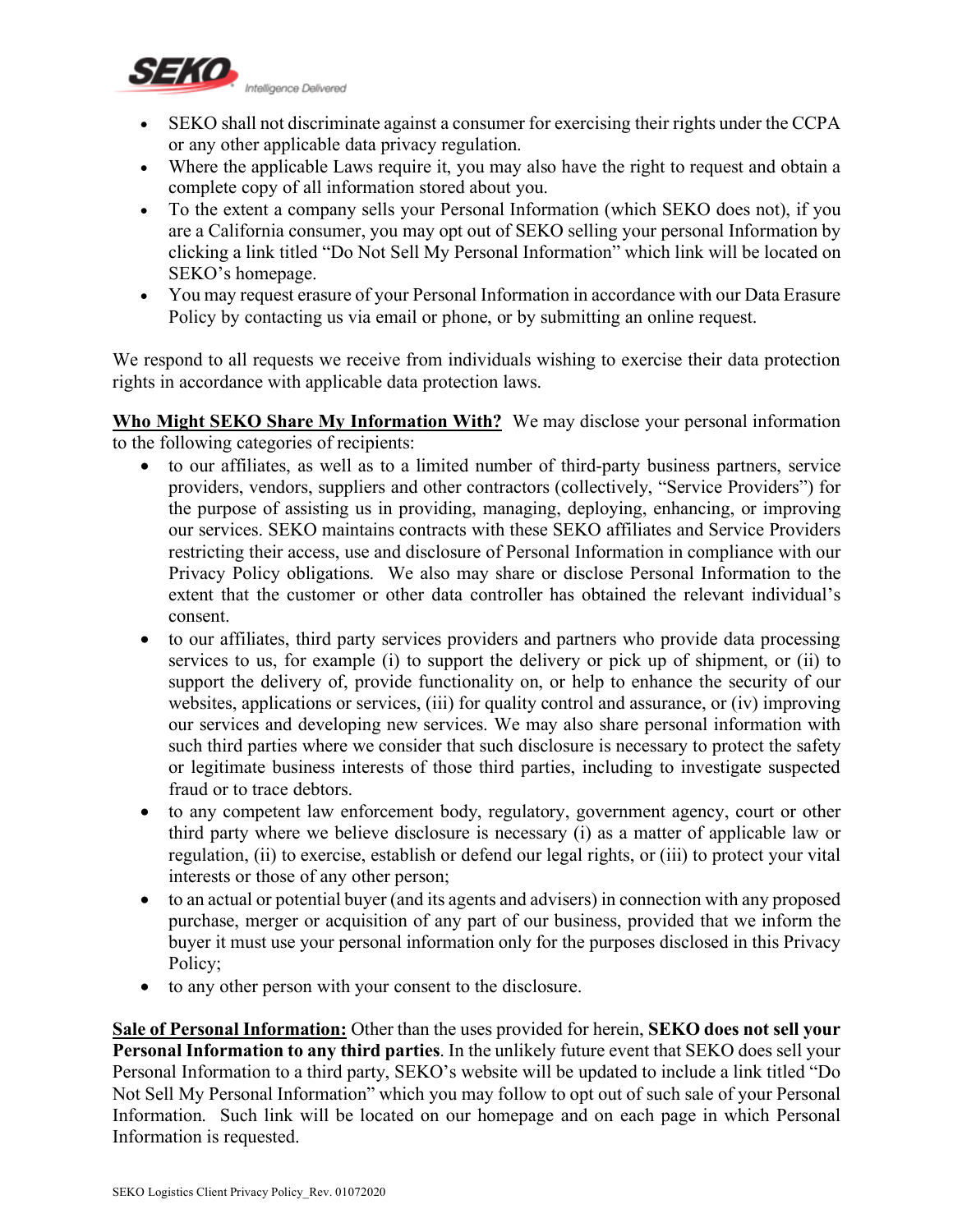- SEKO shall not discriminate against a consumer for exercising their rights under the CCPA or any other applicable data privacy regulation.
- Where the applicable Laws require it, you may also have the right to request and obtain a complete copy of all information stored about you.
- To the extent a company sells your Personal Information (which SEKO does not), if you are a California consumer, you may opt out of SEKO selling your personal Information by clicking a link titled "Do Not Sell My Personal Information" which link will be located on SEKO's homepage.
- You may request erasure of your Personal Information in accordance with our Data Erasure Policy by contacting us via email or phone, or by submitting an online request.

We respond to all requests we receive from individuals wishing to exercise their data protection rights in accordance with applicable data protection laws.

**Who Might SEKO Share My Information With?** We may disclose your personal information to the following categories of recipients:

- to our affiliates, as well as to a limited number of third-party business partners, service providers, vendors, suppliers and other contractors (collectively, "Service Providers") for the purpose of assisting us in providing, managing, deploying, enhancing, or improving our services. SEKO maintains contracts with these SEKO affiliates and Service Providers restricting their access, use and disclosure of Personal Information in compliance with our Privacy Policy obligations. We also may share or disclose Personal Information to the extent that the customer or other data controller has obtained the relevant individual's consent.
- to our affiliates, third party services providers and partners who provide data processing services to us, for example (i) to support the delivery or pick up of shipment, or (ii) to support the delivery of, provide functionality on, or help to enhance the security of our websites, applications or services, (iii) for quality control and assurance, or (iv) improving our services and developing new services. We may also share personal information with such third parties where we consider that such disclosure is necessary to protect the safety or legitimate business interests of those third parties, including to investigate suspected fraud or to trace debtors.
- to any competent law enforcement body, regulatory, government agency, court or other third party where we believe disclosure is necessary (i) as a matter of applicable law or regulation, (ii) to exercise, establish or defend our legal rights, or (iii) to protect your vital interests or those of any other person;
- to an actual or potential buyer (and its agents and advisers) in connection with any proposed purchase, merger or acquisition of any part of our business, provided that we inform the buyer it must use your personal information only for the purposes disclosed in this Privacy Policy;
- to any other person with your consent to the disclosure.

**Sale of Personal Information:** Other than the uses provided for herein, **SEKO does not sell your Personal Information to any third parties**. In the unlikely future event that SEKO does sell your Personal Information to a third party, SEKO's website will be updated to include a link titled "Do Not Sell My Personal Information" which you may follow to opt out of such sale of your Personal Information. Such link will be located on our homepage and on each page in which Personal Information is requested.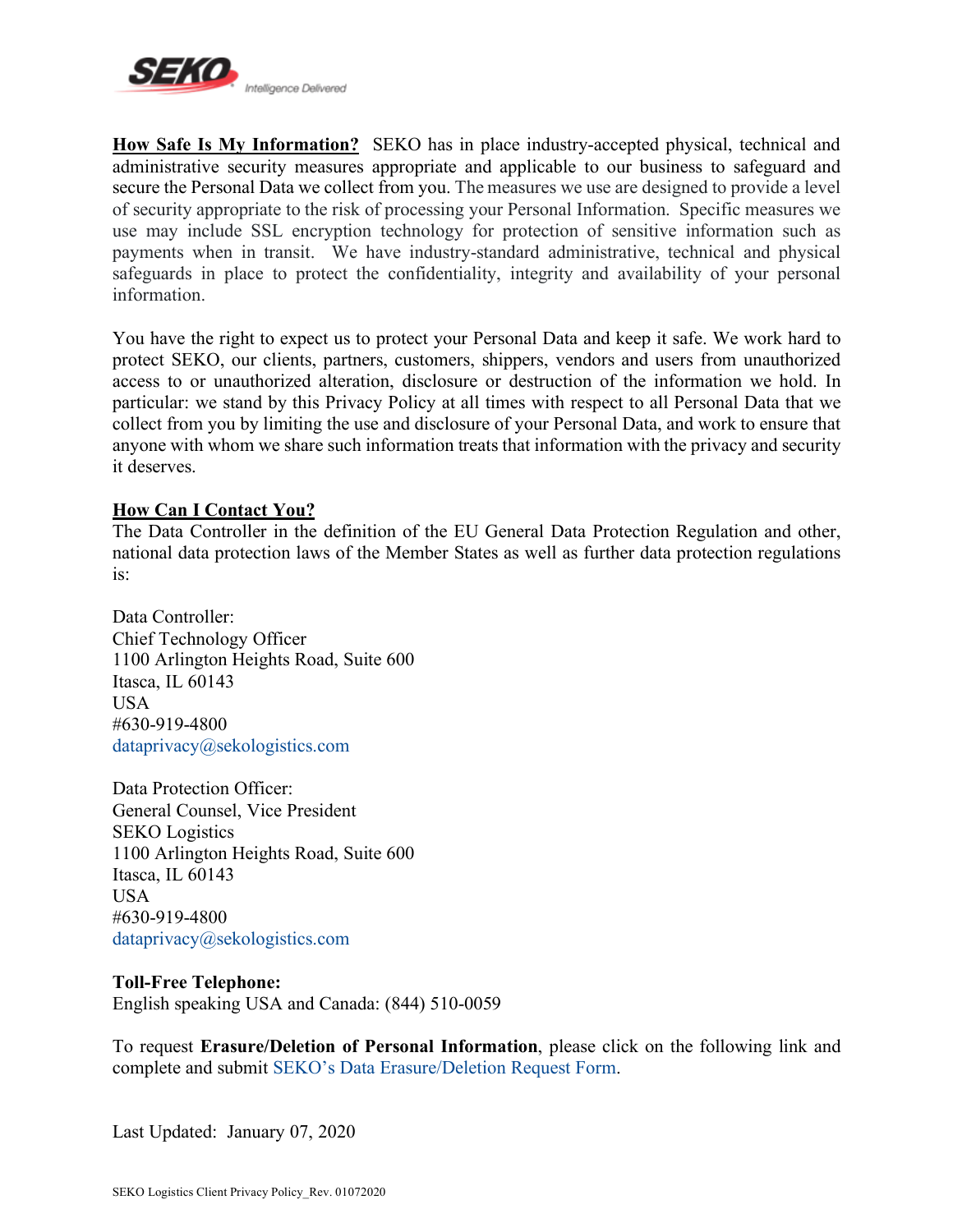**How Safe Is My Information?** SEKO has in place industry-accepted physical, technical and administrative security measures appropriate and applicable to our business to safeguard and secure the Personal Data we collect from you. The measures we use are designed to provide a level of security appropriate to the risk of processing your Personal Information. Specific measures we use may include SSL encryption technology for protection of sensitive information such as payments when in transit. We have industry-standard administrative, technical and physical safeguards in place to protect the confidentiality, integrity and availability of your personal information.

You have the right to expect us to protect your Personal Data and keep it safe. We work hard to protect SEKO, our clients, partners, customers, shippers, vendors and users from unauthorized access to or unauthorized alteration, disclosure or destruction of the information we hold. In particular: we stand by this Privacy Policy at all times with respect to all Personal Data that we collect from you by limiting the use and disclosure of your Personal Data, and work to ensure that anyone with whom we share such information treats that information with the privacy and security it deserves.

**How Can I Contact You?**

The Data Controller in the definition of the EU General Data Protection Regulation and other, national data protection laws of the Member States as well as further data protection regulations is:

Data Controller:
Chief Technology Officer
1100 Arlington Heights Road, Suite 600
Itasca, IL 60143
USA
#630-919-4800
dataprivacy@sekologistics.com

Data Protection Officer:
General Counsel, Vice President
SEKO Logistics
1100 Arlington Heights Road, Suite 600
Itasca, IL 60143
USA
#630-919-4800
dataprivacy@sekologistics.com

**Toll-Free Telephone:**
English speaking USA and Canada: (844) 510-0059

To request **Erasure/Deletion of Personal Information**, please click on the following link and complete and submit SEKO's Data Erasure/Deletion Request Form.

Last Updated: January 07, 2020